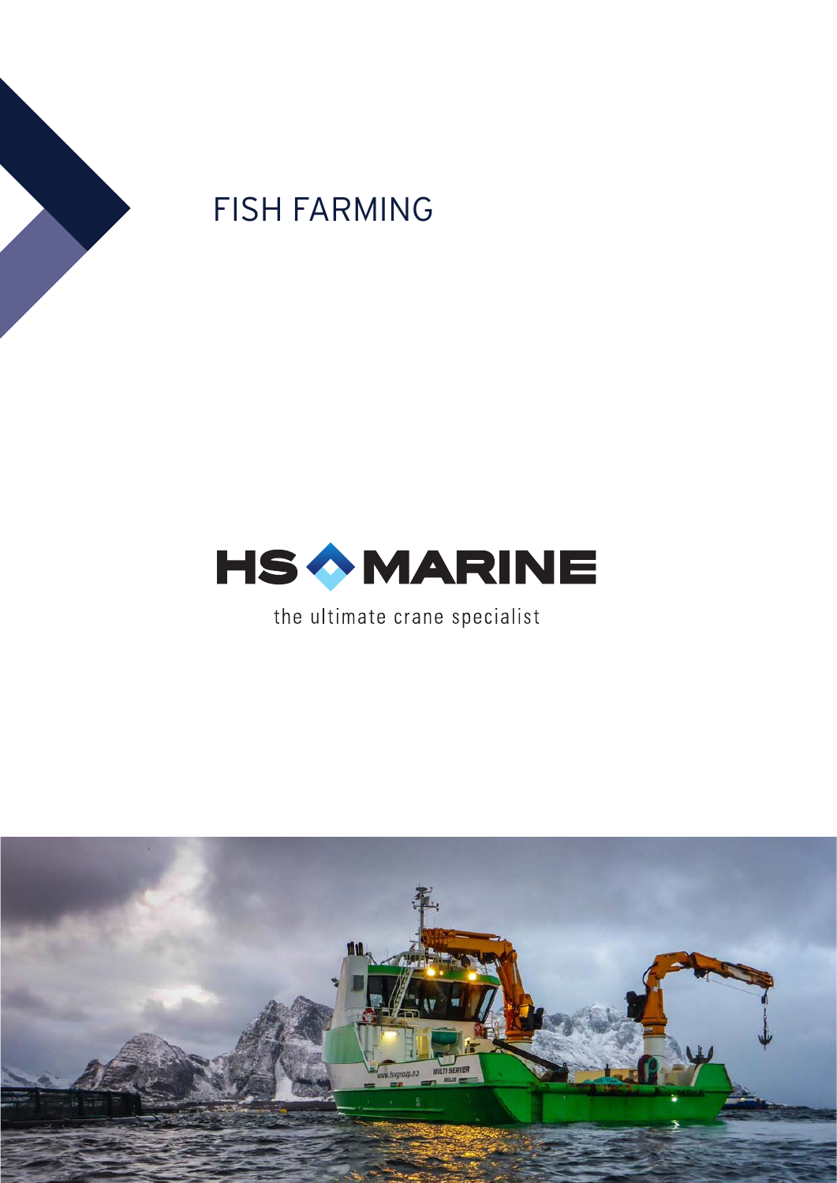# FISH FARMING

HS MARINE

the ultimate crane specialist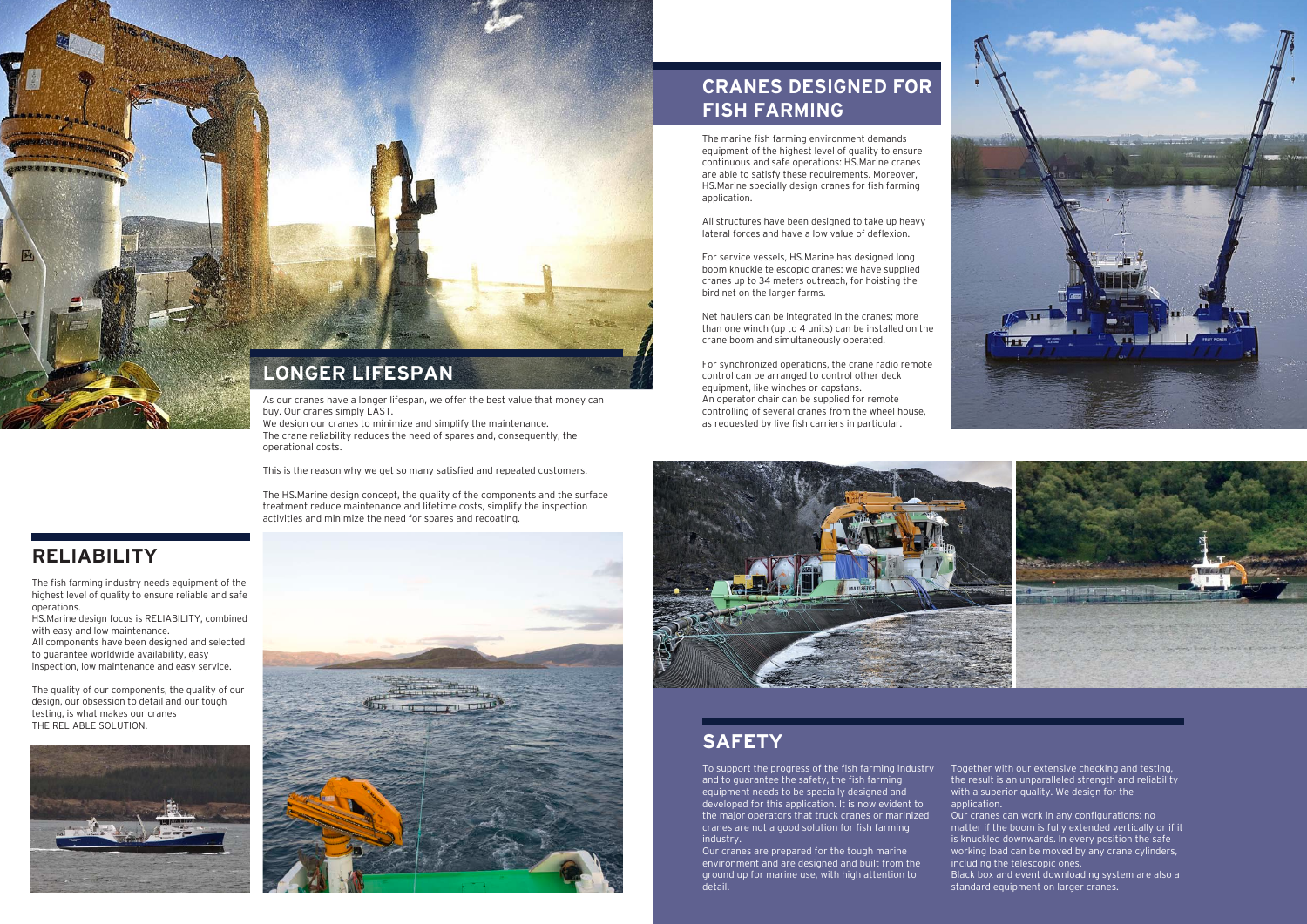## LONGER LIFESPAN

As our cranes have a longer lifespan, we offer the best value that money can buy. Our cranes simply LAST.
We design our cranes to minimize and simplify the maintenance.
The crane reliability reduces the need of spares and, consequently, the operational costs.

This is the reason why we get so many satisfied and repeated customers.

The HS.Marine design concept, the quality of the components and the surface treatment reduce maintenance and lifetime costs, simplify the inspection activities and minimize the need for spares and recoating.

## RELIABILITY

The fish farming industry needs equipment of the highest level of quality to ensure reliable and safe operations.
HS.Marine design focus is RELIABILITY, combined with easy and low maintenance.
All components have been designed and selected to guarantee worldwide availability, easy inspection, low maintenance and easy service.

The quality of our components, the quality of our design, our obsession to detail and our tough testing, is what makes our cranes
THE RELIABLE SOLUTION.

## CRANES DESIGNED FOR FISH FARMING

The marine fish farming environment demands equipment of the highest level of quality to ensure continuous and safe operations: HS.Marine cranes are able to satisfy these requirements. Moreover, HS.Marine specially design cranes for fish farming application.

All structures have been designed to take up heavy lateral forces and have a low value of deflexion.

For service vessels, HS.Marine has designed long boom knuckle telescopic cranes: we have supplied cranes up to 34 meters outreach, for hoisting the bird net on the larger farms.

Net haulers can be integrated in the cranes; more than one winch (up to 4 units) can be installed on the crane boom and simultaneously operated.

For synchronized operations, the crane radio remote control can be arranged to control other deck equipment, like winches or capstans.
An operator chair can be supplied for remote controlling of several cranes from the wheel house, as requested by live fish carriers in particular.

## SAFETY

To support the progress of the fish farming industry and to guarantee the safety, the fish farming equipment needs to be specially designed and developed for this application. It is now evident to the major operators that truck cranes or marinized cranes are not a good solution for fish farming industry.
Our cranes are prepared for the tough marine environment and are designed and built from the ground up for marine use, with high attention to detail.

Together with our extensive checking and testing, the result is an unparalleled strength and reliability with a superior quality. We design for the application.
Our cranes can work in any configurations: no matter if the boom is fully extended vertically or if it is knuckled downwards. In every position the safe working load can be moved by any crane cylinders, including the telescopic ones.
Black box and event downloading system are also a standard equipment on larger cranes.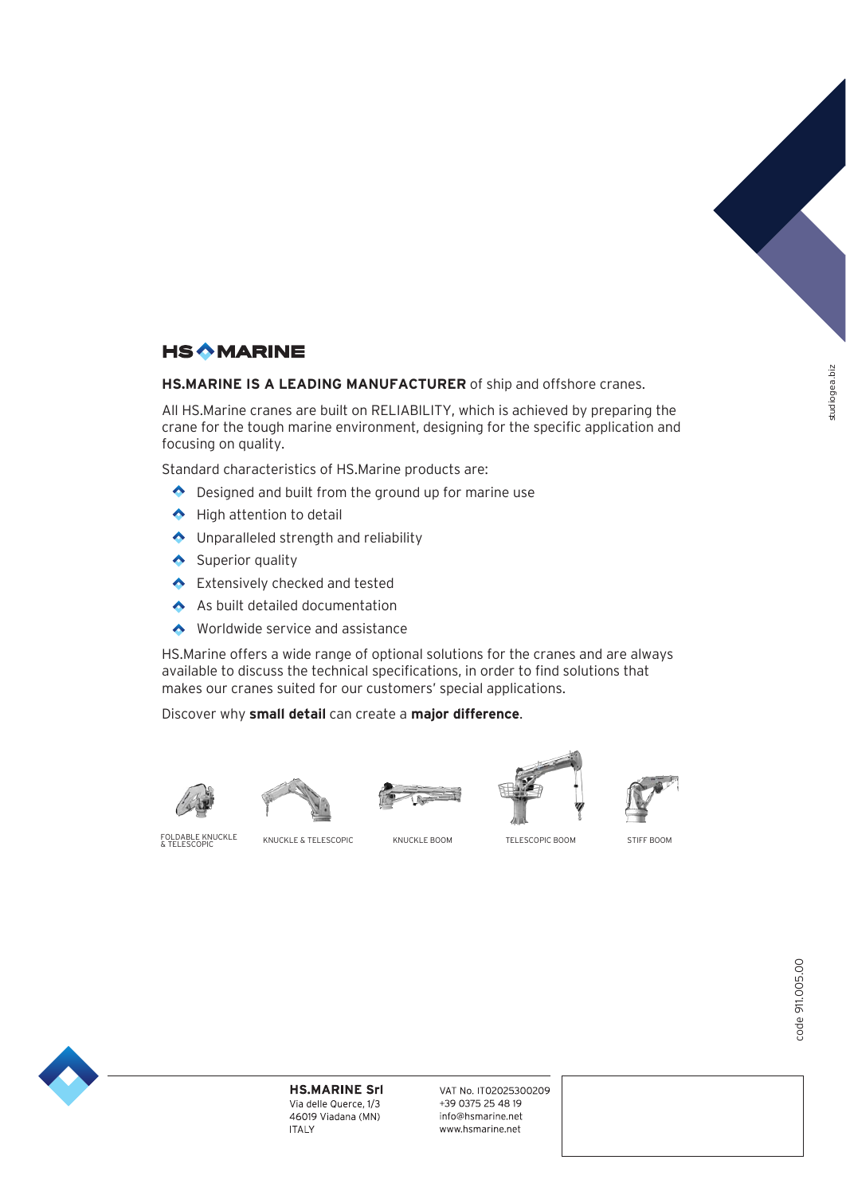# HS MARINE

**HS.MARINE IS A LEADING MANUFACTURER** of ship and offshore cranes.

All HS.Marine cranes are built on RELIABILITY, which is achieved by preparing the crane for the tough marine environment, designing for the specific application and focusing on quality.

Standard characteristics of HS.Marine products are:

- Designed and built from the ground up for marine use
- High attention to detail
- Unparalleled strength and reliability
- Superior quality
- Extensively checked and tested
- As built detailed documentation
- Worldwide service and assistance

HS.Marine offers a wide range of optional solutions for the cranes and are always available to discuss the technical specifications, in order to find solutions that makes our cranes suited for our customers' special applications.

Discover why **small detail** can create a **major difference**.

FOLDABLE KNUCKLE & TELESCOPIC

KNUCKLE & TELESCOPIC

KNUCKLE BOOM

TELESCOPIC BOOM

STIFF BOOM

studiogea.biz

code 911.005.00

**HS.MARINE Srl**
Via delle Querce, 1/3
46019 Viadana (MN)
ITALY

VAT No. IT02025300209
+39 0375 25 48 19
info@hsmarine.net
www.hsmarine.net